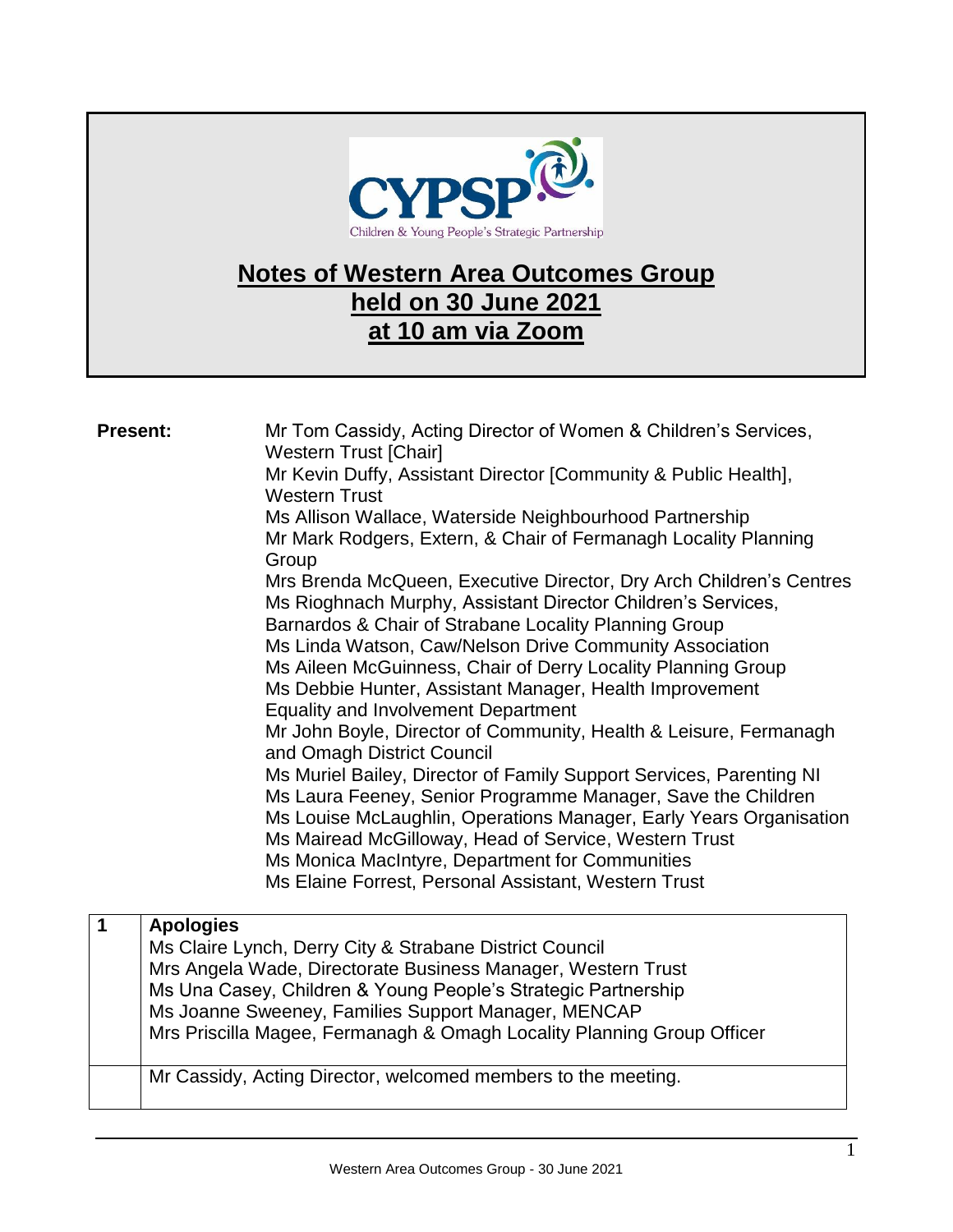# Notes of Western Area Outcomes Group held on 30 June 2021 at 10 am via Zoom

**Present:**

Mr Tom Cassidy, Acting Director of Women & Children's Services, Western Trust [Chair]
Mr Kevin Duffy, Assistant Director [Community & Public Health], Western Trust
Ms Allison Wallace, Waterside Neighbourhood Partnership
Mr Mark Rodgers, Extern, & Chair of Fermanagh Locality Planning Group
Mrs Brenda McQueen, Executive Director, Dry Arch Children's Centres
Ms Rioghnach Murphy, Assistant Director Children's Services, Barnardos & Chair of Strabane Locality Planning Group
Ms Linda Watson, Caw/Nelson Drive Community Association
Ms Aileen McGuinness, Chair of Derry Locality Planning Group
Ms Debbie Hunter, Assistant Manager, Health Improvement Equality and Involvement Department
Mr John Boyle, Director of Community, Health & Leisure, Fermanagh and Omagh District Council
Ms Muriel Bailey, Director of Family Support Services, Parenting NI
Ms Laura Feeney, Senior Programme Manager, Save the Children
Ms Louise McLaughlin, Operations Manager, Early Years Organisation
Ms Mairead McGilloway, Head of Service, Western Trust
Ms Monica MacIntyre, Department for Communities
Ms Elaine Forrest, Personal Assistant, Western Trust

| | |
|---|---|
| **1** | **Apologies**<br>Ms Claire Lynch, Derry City & Strabane District Council<br>Mrs Angela Wade, Directorate Business Manager, Western Trust<br>Ms Una Casey, Children & Young People's Strategic Partnership<br>Ms Joanne Sweeney, Families Support Manager, MENCAP<br>Mrs Priscilla Magee, Fermanagh & Omagh Locality Planning Group Officer |
| | Mr Cassidy, Acting Director, welcomed members to the meeting. |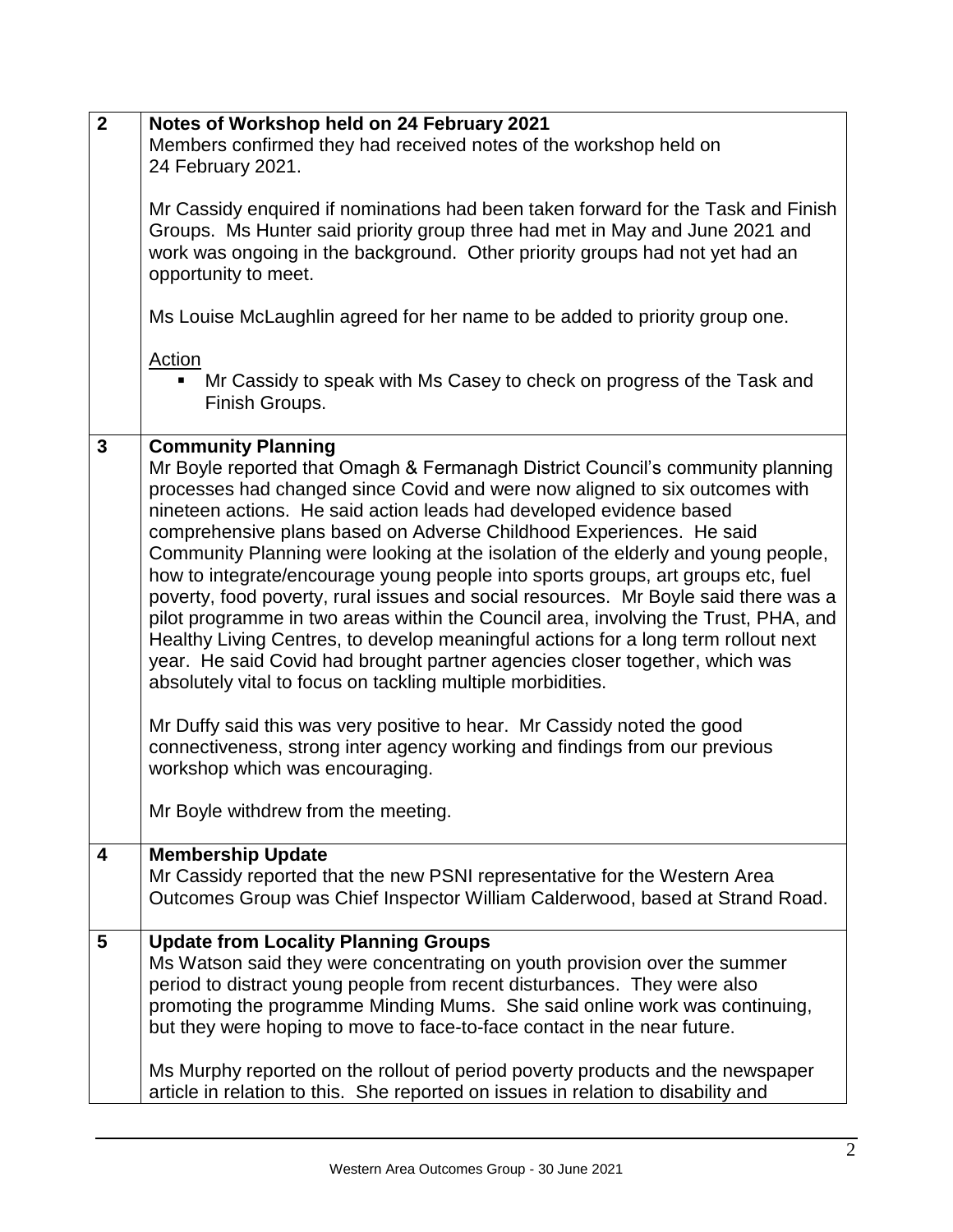| | |
|---|---|
| **2** | **Notes of Workshop held on 24 February 2021**<br>Members confirmed they had received notes of the workshop held on 24 February 2021.<br><br>Mr Cassidy enquired if nominations had been taken forward for the Task and Finish Groups. Ms Hunter said priority group three had met in May and June 2021 and work was ongoing in the background. Other priority groups had not yet had an opportunity to meet.<br><br>Ms Louise McLaughlin agreed for her name to be added to priority group one.<br><br><u>Action</u><br>▪ Mr Cassidy to speak with Ms Casey to check on progress of the Task and Finish Groups. |
| **3** | **Community Planning**<br>Mr Boyle reported that Omagh & Fermanagh District Council's community planning processes had changed since Covid and were now aligned to six outcomes with nineteen actions. He said action leads had developed evidence based comprehensive plans based on Adverse Childhood Experiences. He said Community Planning were looking at the isolation of the elderly and young people, how to integrate/encourage young people into sports groups, art groups etc, fuel poverty, food poverty, rural issues and social resources. Mr Boyle said there was a pilot programme in two areas within the Council area, involving the Trust, PHA, and Healthy Living Centres, to develop meaningful actions for a long term rollout next year. He said Covid had brought partner agencies closer together, which was absolutely vital to focus on tackling multiple morbidities.<br><br>Mr Duffy said this was very positive to hear. Mr Cassidy noted the good connectiveness, strong inter agency working and findings from our previous workshop which was encouraging.<br><br>Mr Boyle withdrew from the meeting. |
| **4** | **Membership Update**<br>Mr Cassidy reported that the new PSNI representative for the Western Area Outcomes Group was Chief Inspector William Calderwood, based at Strand Road. |
| **5** | **Update from Locality Planning Groups**<br>Ms Watson said they were concentrating on youth provision over the summer period to distract young people from recent disturbances. They were also promoting the programme Minding Mums. She said online work was continuing, but they were hoping to move to face-to-face contact in the near future.<br><br>Ms Murphy reported on the rollout of period poverty products and the newspaper article in relation to this. She reported on issues in relation to disability and |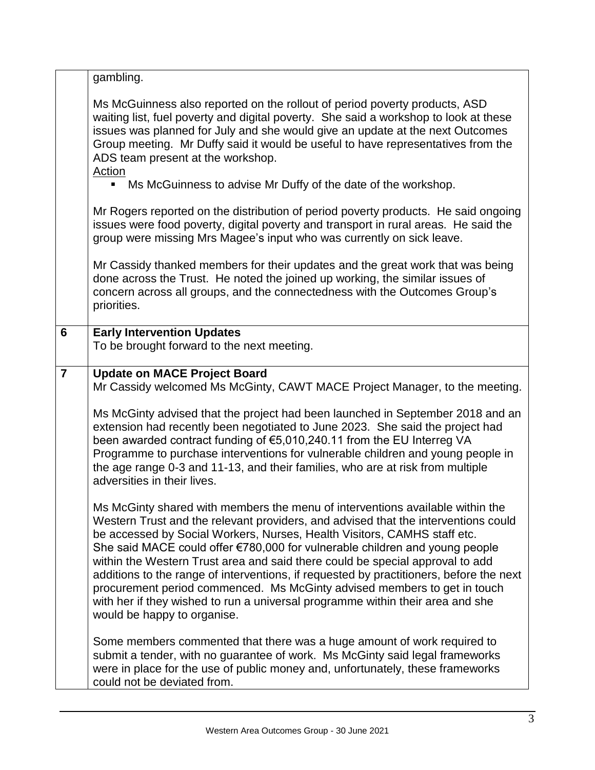| | |
|---|---|
| | gambling.<br><br>Ms McGuinness also reported on the rollout of period poverty products, ASD waiting list, fuel poverty and digital poverty. She said a workshop to look at these issues was planned for July and she would give an update at the next Outcomes Group meeting. Mr Duffy said it would be useful to have representatives from the ADS team present at the workshop.<br><u>Action</u><br>▪ Ms McGuinness to advise Mr Duffy of the date of the workshop.<br><br>Mr Rogers reported on the distribution of period poverty products. He said ongoing issues were food poverty, digital poverty and transport in rural areas. He said the group were missing Mrs Magee's input who was currently on sick leave.<br><br>Mr Cassidy thanked members for their updates and the great work that was being done across the Trust. He noted the joined up working, the similar issues of concern across all groups, and the connectedness with the Outcomes Group's priorities. |
| **6** | **Early Intervention Updates**<br>To be brought forward to the next meeting. |
| **7** | **Update on MACE Project Board**<br>Mr Cassidy welcomed Ms McGinty, CAWT MACE Project Manager, to the meeting.<br><br>Ms McGinty advised that the project had been launched in September 2018 and an extension had recently been negotiated to June 2023. She said the project had been awarded contract funding of €5,010,240.11 from the EU Interreg VA Programme to purchase interventions for vulnerable children and young people in the age range 0-3 and 11-13, and their families, who are at risk from multiple adversities in their lives.<br><br>Ms McGinty shared with members the menu of interventions available within the Western Trust and the relevant providers, and advised that the interventions could be accessed by Social Workers, Nurses, Health Visitors, CAMHS staff etc. She said MACE could offer €780,000 for vulnerable children and young people within the Western Trust area and said there could be special approval to add additions to the range of interventions, if requested by practitioners, before the next procurement period commenced. Ms McGinty advised members to get in touch with her if they wished to run a universal programme within their area and she would be happy to organise.<br><br>Some members commented that there was a huge amount of work required to submit a tender, with no guarantee of work. Ms McGinty said legal frameworks were in place for the use of public money and, unfortunately, these frameworks could not be deviated from. |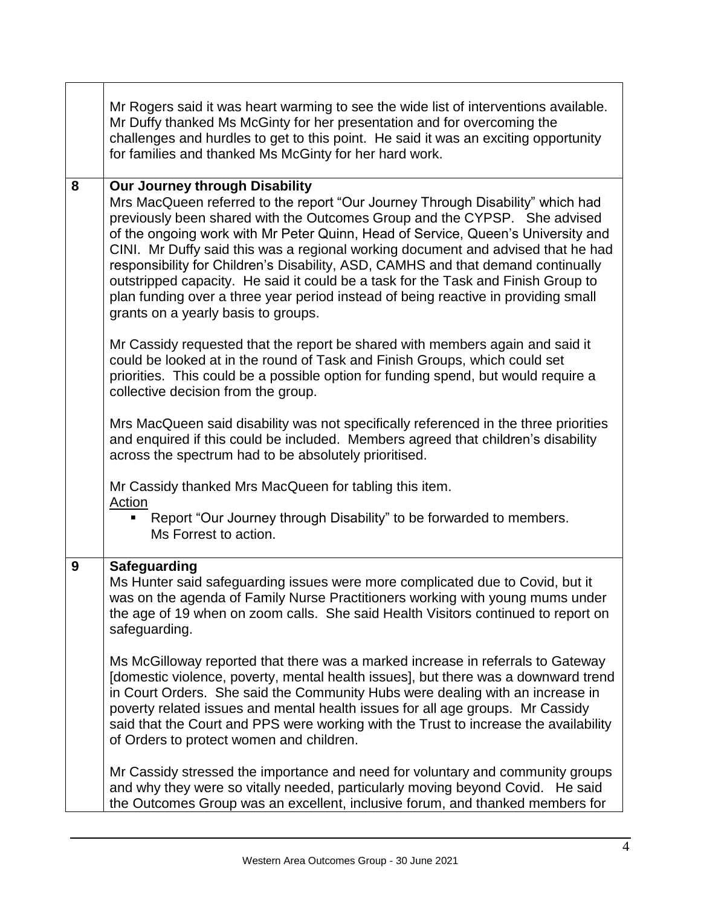| | |
|---|---|
| | Mr Rogers said it was heart warming to see the wide list of interventions available. Mr Duffy thanked Ms McGinty for her presentation and for overcoming the challenges and hurdles to get to this point. He said it was an exciting opportunity for families and thanked Ms McGinty for her hard work. |
| **8** | **Our Journey through Disability**<br>Mrs MacQueen referred to the report "Our Journey Through Disability" which had previously been shared with the Outcomes Group and the CYPSP. She advised of the ongoing work with Mr Peter Quinn, Head of Service, Queen's University and CINI. Mr Duffy said this was a regional working document and advised that he had responsibility for Children's Disability, ASD, CAMHS and that demand continually outstripped capacity. He said it could be a task for the Task and Finish Group to plan funding over a three year period instead of being reactive in providing small grants on a yearly basis to groups.<br><br>Mr Cassidy requested that the report be shared with members again and said it could be looked at in the round of Task and Finish Groups, which could set priorities. This could be a possible option for funding spend, but would require a collective decision from the group.<br><br>Mrs MacQueen said disability was not specifically referenced in the three priorities and enquired if this could be included. Members agreed that children's disability across the spectrum had to be absolutely prioritised.<br><br>Mr Cassidy thanked Mrs MacQueen for tabling this item.<br>Action<br>▪ Report "Our Journey through Disability" to be forwarded to members. Ms Forrest to action. |
| **9** | **Safeguarding**<br>Ms Hunter said safeguarding issues were more complicated due to Covid, but it was on the agenda of Family Nurse Practitioners working with young mums under the age of 19 when on zoom calls. She said Health Visitors continued to report on safeguarding.<br><br>Ms McGilloway reported that there was a marked increase in referrals to Gateway [domestic violence, poverty, mental health issues], but there was a downward trend in Court Orders. She said the Community Hubs were dealing with an increase in poverty related issues and mental health issues for all age groups. Mr Cassidy said that the Court and PPS were working with the Trust to increase the availability of Orders to protect women and children.<br><br>Mr Cassidy stressed the importance and need for voluntary and community groups and why they were so vitally needed, particularly moving beyond Covid. He said the Outcomes Group was an excellent, inclusive forum, and thanked members for |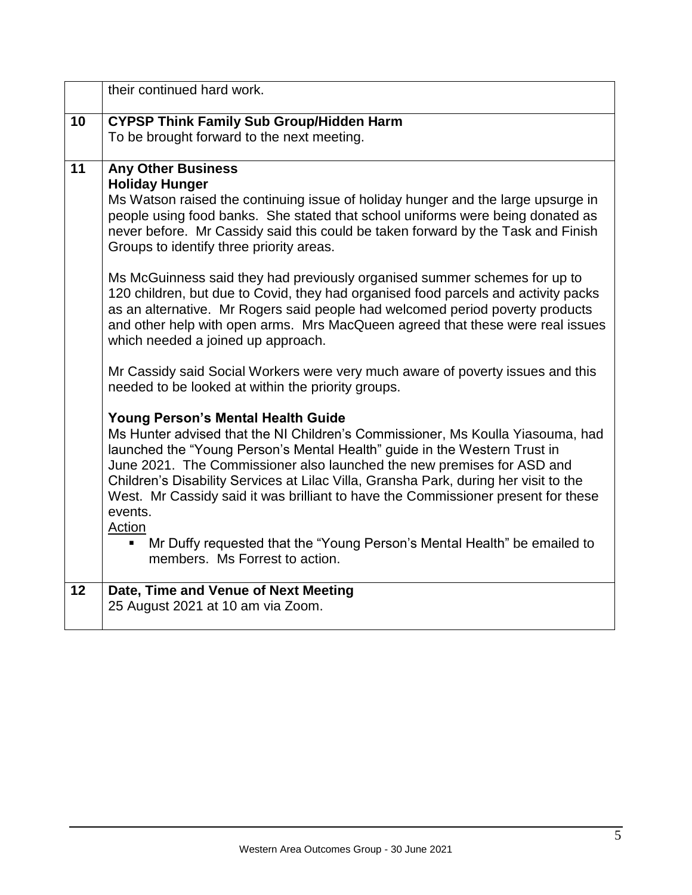| | |
|---|---|
| | their continued hard work. |
| **10** | **CYPSP Think Family Sub Group/Hidden Harm**<br>To be brought forward to the next meeting. |
| **11** | **Any Other Business**<br>**Holiday Hunger**<br>Ms Watson raised the continuing issue of holiday hunger and the large upsurge in people using food banks. She stated that school uniforms were being donated as never before. Mr Cassidy said this could be taken forward by the Task and Finish Groups to identify three priority areas.<br><br>Ms McGuinness said they had previously organised summer schemes for up to 120 children, but due to Covid, they had organised food parcels and activity packs as an alternative. Mr Rogers said people had welcomed period poverty products and other help with open arms. Mrs MacQueen agreed that these were real issues which needed a joined up approach.<br><br>Mr Cassidy said Social Workers were very much aware of poverty issues and this needed to be looked at within the priority groups.<br><br>**Young Person's Mental Health Guide**<br>Ms Hunter advised that the NI Children's Commissioner, Ms Koulla Yiasouma, had launched the "Young Person's Mental Health" guide in the Western Trust in June 2021. The Commissioner also launched the new premises for ASD and Children's Disability Services at Lilac Villa, Gransha Park, during her visit to the West. Mr Cassidy said it was brilliant to have the Commissioner present for these events.<br>Action<br>▪ Mr Duffy requested that the "Young Person's Mental Health" be emailed to members. Ms Forrest to action. |
| **12** | **Date, Time and Venue of Next Meeting**<br>25 August 2021 at 10 am via Zoom. |